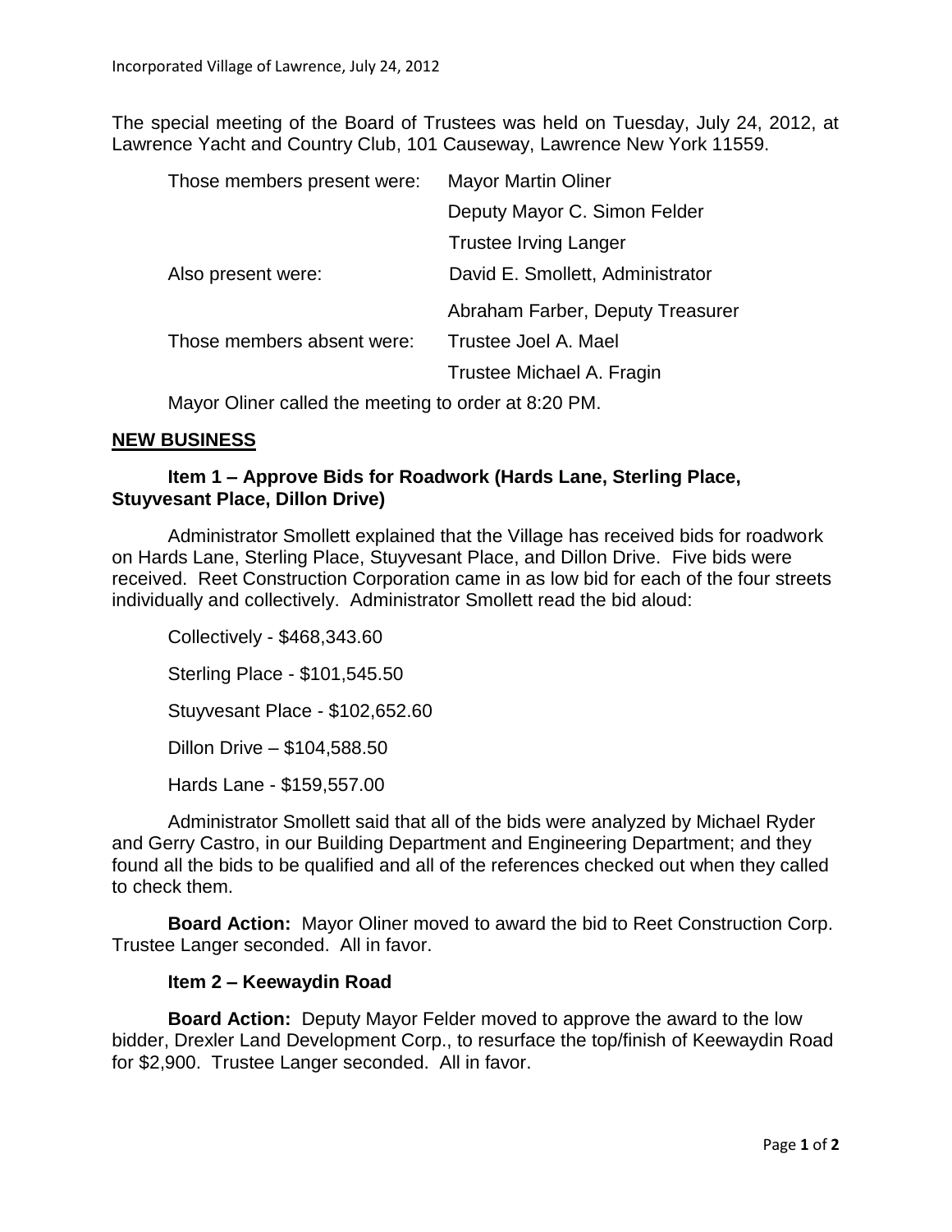The special meeting of the Board of Trustees was held on Tuesday, July 24, 2012, at Lawrence Yacht and Country Club, 101 Causeway, Lawrence New York 11559.

| | |
|---|---|
| Those members present were: | Mayor Martin Oliner |
| | Deputy Mayor C. Simon Felder |
| | Trustee Irving Langer |
| Also present were: | David E. Smollett, Administrator |
| | Abraham Farber, Deputy Treasurer |
| Those members absent were: | Trustee Joel A. Mael |
| | Trustee Michael A. Fragin |

Mayor Oliner called the meeting to order at 8:20 PM.

## NEW BUSINESS

### Item 1 – Approve Bids for Roadwork (Hards Lane, Sterling Place, Stuyvesant Place, Dillon Drive)

Administrator Smollett explained that the Village has received bids for roadwork on Hards Lane, Sterling Place, Stuyvesant Place, and Dillon Drive. Five bids were received. Reet Construction Corporation came in as low bid for each of the four streets individually and collectively. Administrator Smollett read the bid aloud:

Collectively - $468,343.60

Sterling Place - $101,545.50

Stuyvesant Place - $102,652.60

Dillon Drive – $104,588.50

Hards Lane - $159,557.00

Administrator Smollett said that all of the bids were analyzed by Michael Ryder and Gerry Castro, in our Building Department and Engineering Department; and they found all the bids to be qualified and all of the references checked out when they called to check them.

**Board Action:** Mayor Oliner moved to award the bid to Reet Construction Corp. Trustee Langer seconded. All in favor.

### Item 2 – Keewaydin Road

**Board Action:** Deputy Mayor Felder moved to approve the award to the low bidder, Drexler Land Development Corp., to resurface the top/finish of Keewaydin Road for $2,900. Trustee Langer seconded. All in favor.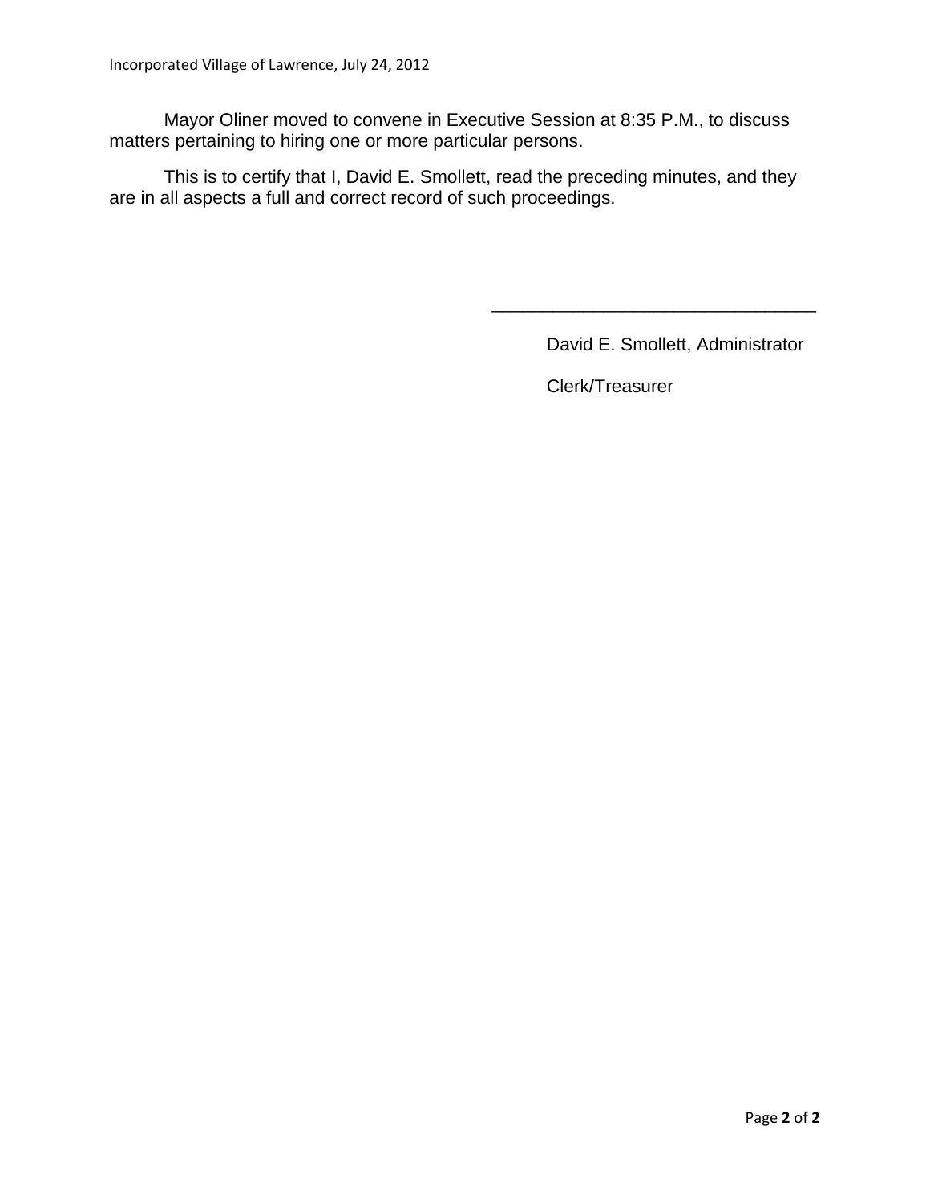Mayor Oliner moved to convene in Executive Session at 8:35 P.M., to discuss matters pertaining to hiring one or more particular persons.

This is to certify that I, David E. Smollett, read the preceding minutes, and they are in all aspects a full and correct record of such proceedings.

\_\_\_\_\_\_\_\_\_\_\_\_\_\_\_\_\_\_\_\_\_\_\_\_\_\_\_\_\_\_\_\_

David E. Smollett, Administrator

Clerk/Treasurer